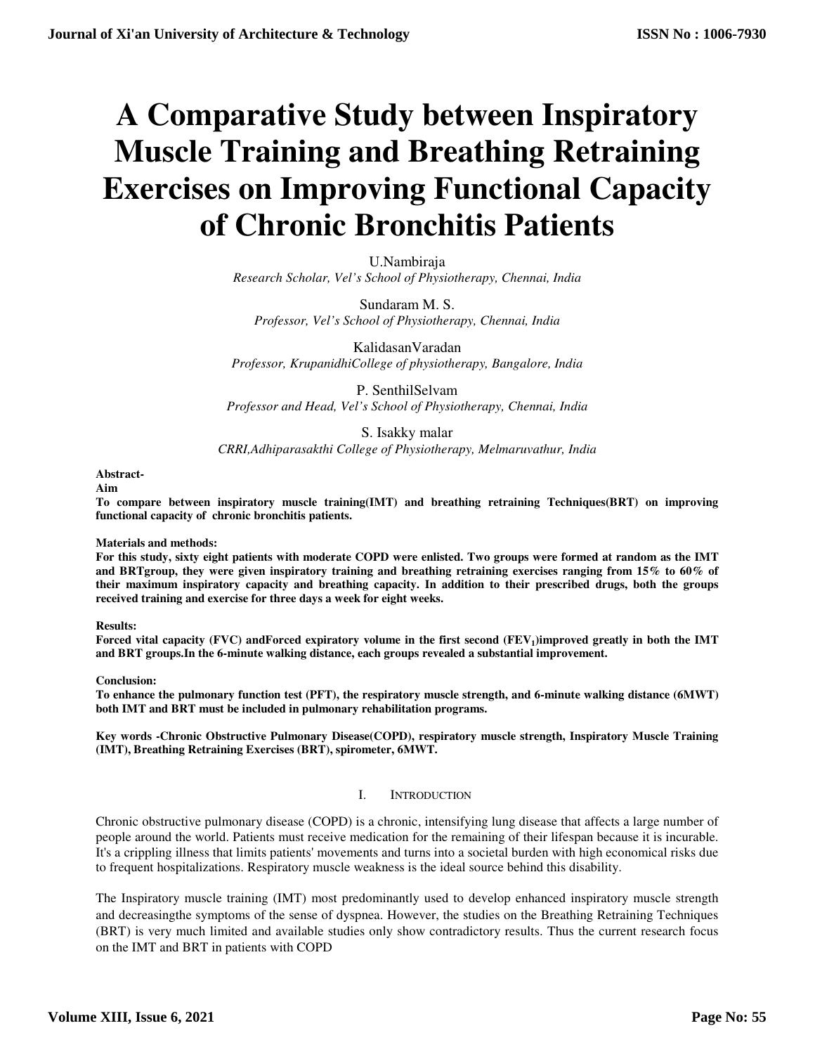# A Comparative Study between Inspiratory Muscle Training and Breathing Retraining Exercises on Improving Functional Capacity of Chronic Bronchitis Patients

U.Nambiraja
*Research Scholar, Vel's School of Physiotherapy, Chennai, India*

Sundaram M. S.
*Professor, Vel's School of Physiotherapy, Chennai, India*

KalidasanVaradan
*Professor, KrupanidhiCollege of physiotherapy, Bangalore, India*

P. SenthilSelvam
*Professor and Head, Vel's School of Physiotherapy, Chennai, India*

S. Isakky malar
*CRRI,Adhiparasakthi College of Physiotherapy, Melmaruvathur, India*

**Abstract-**

**Aim**

**To compare between inspiratory muscle training(IMT) and breathing retraining Techniques(BRT) on improving functional capacity of chronic bronchitis patients.**

**Materials and methods:**

**For this study, sixty eight patients with moderate COPD were enlisted. Two groups were formed at random as the IMT and BRTgroup, they were given inspiratory training and breathing retraining exercises ranging from 15% to 60% of their maximum inspiratory capacity and breathing capacity. In addition to their prescribed drugs, both the groups received training and exercise for three days a week for eight weeks.**

**Results:**

**Forced vital capacity (FVC) andForced expiratory volume in the first second ($FEV_1$)improved greatly in both the IMT and BRT groups.In the 6-minute walking distance, each groups revealed a substantial improvement.**

**Conclusion:**

**To enhance the pulmonary function test (PFT), the respiratory muscle strength, and 6-minute walking distance (6MWT) both IMT and BRT must be included in pulmonary rehabilitation programs.**

**Key words -Chronic Obstructive Pulmonary Disease(COPD), respiratory muscle strength, Inspiratory Muscle Training (IMT), Breathing Retraining Exercises (BRT), spirometer, 6MWT.**

## I. Introduction

Chronic obstructive pulmonary disease (COPD) is a chronic, intensifying lung disease that affects a large number of people around the world. Patients must receive medication for the remaining of their lifespan because it is incurable. It's a crippling illness that limits patients' movements and turns into a societal burden with high economical risks due to frequent hospitalizations. Respiratory muscle weakness is the ideal source behind this disability.

The Inspiratory muscle training (IMT) most predominantly used to develop enhanced inspiratory muscle strength and decreasingthe symptoms of the sense of dyspnea. However, the studies on the Breathing Retraining Techniques (BRT) is very much limited and available studies only show contradictory results. Thus the current research focus on the IMT and BRT in patients with COPD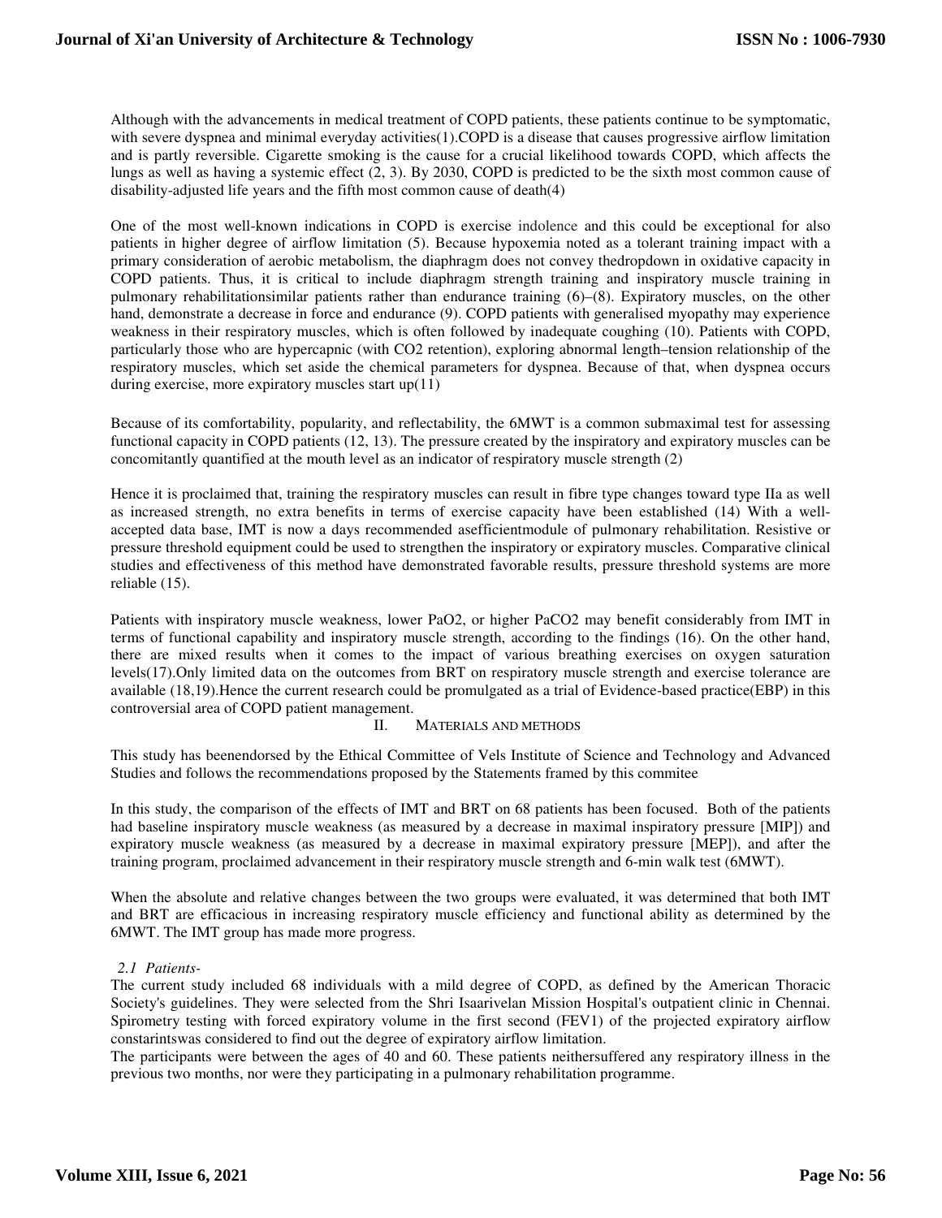Although with the advancements in medical treatment of COPD patients, these patients continue to be symptomatic, with severe dyspnea and minimal everyday activities(1).COPD is a disease that causes progressive airflow limitation and is partly reversible. Cigarette smoking is the cause for a crucial likelihood towards COPD, which affects the lungs as well as having a systemic effect (2, 3). By 2030, COPD is predicted to be the sixth most common cause of disability-adjusted life years and the fifth most common cause of death(4)

One of the most well-known indications in COPD is exercise indolence and this could be exceptional for also patients in higher degree of airflow limitation (5). Because hypoxemia noted as a tolerant training impact with a primary consideration of aerobic metabolism, the diaphragm does not convey thedropdown in oxidative capacity in COPD patients. Thus, it is critical to include diaphragm strength training and inspiratory muscle training in pulmonary rehabilitationsimilar patients rather than endurance training (6)–(8). Expiratory muscles, on the other hand, demonstrate a decrease in force and endurance (9). COPD patients with generalised myopathy may experience weakness in their respiratory muscles, which is often followed by inadequate coughing (10). Patients with COPD, particularly those who are hypercapnic (with $CO_2$ retention), exploring abnormal length–tension relationship of the respiratory muscles, which set aside the chemical parameters for dyspnea. Because of that, when dyspnea occurs during exercise, more expiratory muscles start up(11)

Because of its comfortability, popularity, and reflectability, the 6MWT is a common submaximal test for assessing functional capacity in COPD patients (12, 13). The pressure created by the inspiratory and expiratory muscles can be concomitantly quantified at the mouth level as an indicator of respiratory muscle strength (2)

Hence it is proclaimed that, training the respiratory muscles can result in fibre type changes toward type IIa as well as increased strength, no extra benefits in terms of exercise capacity have been established (14) With a well-accepted data base, IMT is now a days recommended asefficientmodule of pulmonary rehabilitation. Resistive or pressure threshold equipment could be used to strengthen the inspiratory or expiratory muscles. Comparative clinical studies and effectiveness of this method have demonstrated favorable results, pressure threshold systems are more reliable (15).

Patients with inspiratory muscle weakness, lower $PaO_2$, or higher $PaCO_2$ may benefit considerably from IMT in terms of functional capability and inspiratory muscle strength, according to the findings (16). On the other hand, there are mixed results when it comes to the impact of various breathing exercises on oxygen saturation levels(17).Only limited data on the outcomes from BRT on respiratory muscle strength and exercise tolerance are available (18,19).Hence the current research could be promulgated as a trial of Evidence-based practice(EBP) in this controversial area of COPD patient management.

## II. MATERIALS AND METHODS

This study has beenendorsed by the Ethical Committee of Vels Institute of Science and Technology and Advanced Studies and follows the recommendations proposed by the Statements framed by this commitee

In this study, the comparison of the effects of IMT and BRT on 68 patients has been focused. Both of the patients had baseline inspiratory muscle weakness (as measured by a decrease in maximal inspiratory pressure [MIP]) and expiratory muscle weakness (as measured by a decrease in maximal expiratory pressure [MEP]), and after the training program, proclaimed advancement in their respiratory muscle strength and 6-min walk test (6MWT).

When the absolute and relative changes between the two groups were evaluated, it was determined that both IMT and BRT are efficacious in increasing respiratory muscle efficiency and functional ability as determined by the 6MWT. The IMT group has made more progress.

### *2.1 Patients-*

The current study included 68 individuals with a mild degree of COPD, as defined by the American Thoracic Society's guidelines. They were selected from the Shri Isaarivelan Mission Hospital's outpatient clinic in Chennai. Spirometry testing with forced expiratory volume in the first second (FEV1) of the projected expiratory airflow constarintswas considered to find out the degree of expiratory airflow limitation.

The participants were between the ages of 40 and 60. These patients neithersuffered any respiratory illness in the previous two months, nor were they participating in a pulmonary rehabilitation programme.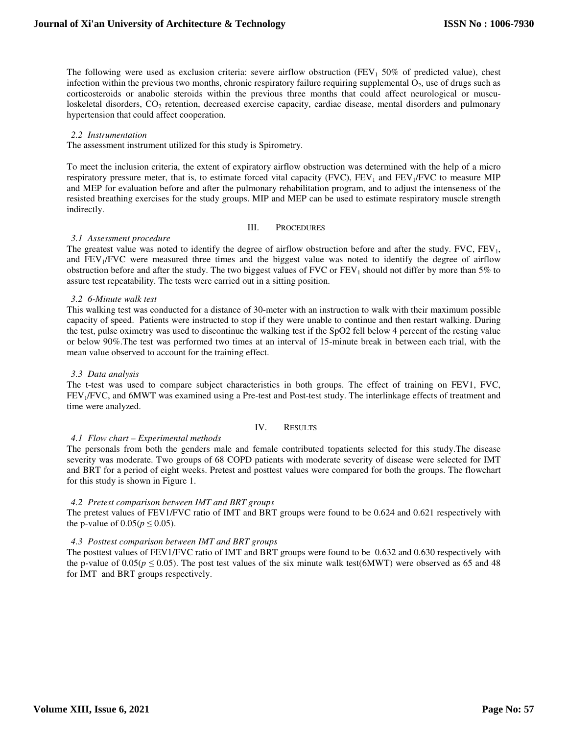The following were used as exclusion criteria: severe airflow obstruction ($FEV_1$ 50% of predicted value), chest infection within the previous two months, chronic respiratory failure requiring supplemental $O_2$, use of drugs such as corticosteroids or anabolic steroids within the previous three months that could affect neurological or musculoskeletal disorders, $CO_2$ retention, decreased exercise capacity, cardiac disease, mental disorders and pulmonary hypertension that could affect cooperation.

### *2.2 Instrumentation*

The assessment instrument utilized for this study is Spirometry.

To meet the inclusion criteria, the extent of expiratory airflow obstruction was determined with the help of a micro respiratory pressure meter, that is, to estimate forced vital capacity (FVC), $FEV_1$ and $FEV_1$/FVC to measure MIP and MEP for evaluation before and after the pulmonary rehabilitation program, and to adjust the intenseness of the resisted breathing exercises for the study groups. MIP and MEP can be used to estimate respiratory muscle strength indirectly.

## III. PROCEDURES

### *3.1 Assessment procedure*

The greatest value was noted to identify the degree of airflow obstruction before and after the study. FVC, $FEV_1$, and $FEV_1$/FVC were measured three times and the biggest value was noted to identify the degree of airflow obstruction before and after the study. The two biggest values of FVC or $FEV_1$ should not differ by more than 5% to assure test repeatability. The tests were carried out in a sitting position.

### *3.2 6-Minute walk test*

This walking test was conducted for a distance of 30-meter with an instruction to walk with their maximum possible capacity of speed. Patients were instructed to stop if they were unable to continue and then restart walking. During the test, pulse oximetry was used to discontinue the walking test if the SpO2 fell below 4 percent of the resting value or below 90%.The test was performed two times at an interval of 15-minute break in between each trial, with the mean value observed to account for the training effect.

### *3.3 Data analysis*

The t-test was used to compare subject characteristics in both groups. The effect of training on FEV1, FVC, $FEV_1$/FVC, and 6MWT was examined using a Pre-test and Post-test study. The interlinkage effects of treatment and time were analyzed.

## IV. RESULTS

### *4.1 Flow chart – Experimental methods*

The personals from both the genders male and female contributed topatients selected for this study.The disease severity was moderate. Two groups of 68 COPD patients with moderate severity of disease were selected for IMT and BRT for a period of eight weeks. Pretest and posttest values were compared for both the groups. The flowchart for this study is shown in Figure 1.

### *4.2 Pretest comparison between IMT and BRT groups*

The pretest values of FEV1/FVC ratio of IMT and BRT groups were found to be 0.624 and 0.621 respectively with the p-value of 0.05($p \leq 0.05$).

### *4.3 Posttest comparison between IMT and BRT groups*

The posttest values of FEV1/FVC ratio of IMT and BRT groups were found to be 0.632 and 0.630 respectively with the p-value of 0.05($p \leq 0.05$). The post test values of the six minute walk test(6MWT) were observed as 65 and 48 for IMT and BRT groups respectively.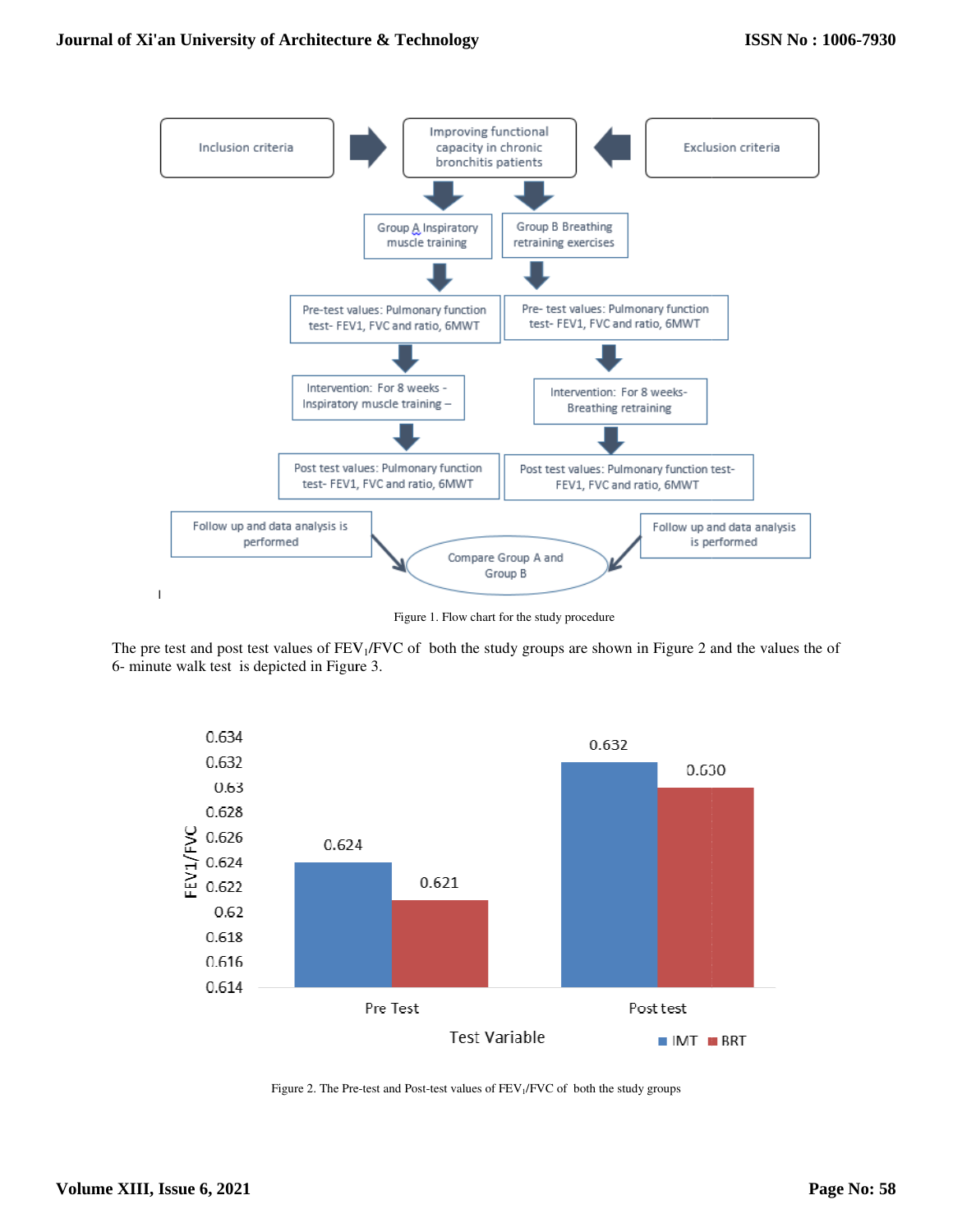Figure 1. Flow chart for the study procedure

The pre test and post test values of $FEV_1/FVC$ of both the study groups are shown in Figure 2 and the values the of 6- minute walk test is depicted in Figure 3.

Figure 2. The Pre-test and Post-test values of $FEV_1/FVC$ of both the study groups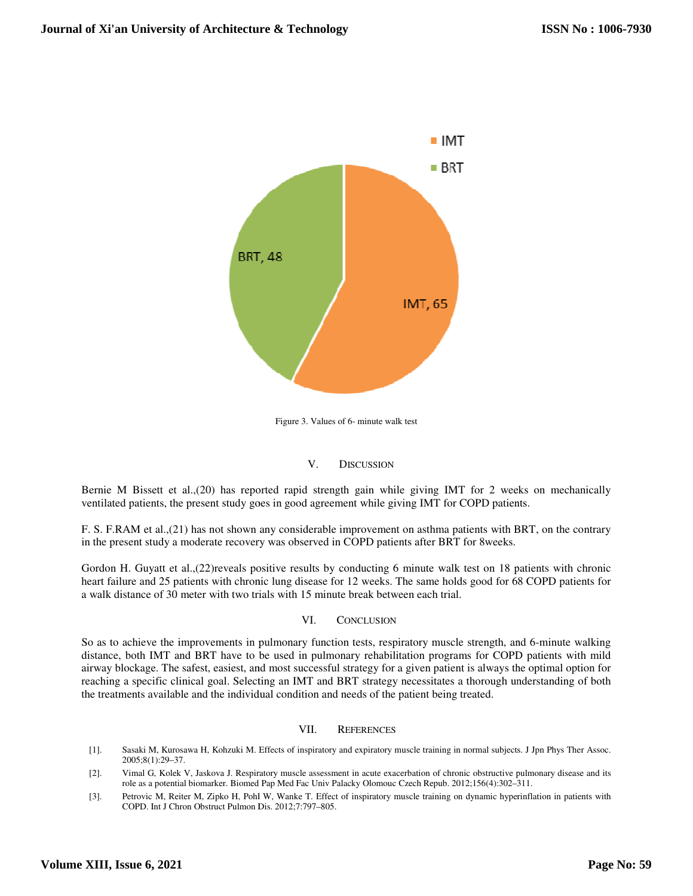Figure 3. Values of 6- minute walk test

## V. Discussion

Bernie M Bissett et al.,(20) has reported rapid strength gain while giving IMT for 2 weeks on mechanically ventilated patients, the present study goes in good agreement while giving IMT for COPD patients.

F. S. F.RAM et al.,(21) has not shown any considerable improvement on asthma patients with BRT, on the contrary in the present study a moderate recovery was observed in COPD patients after BRT for 8weeks.

Gordon H. Guyatt et al.,(22)reveals positive results by conducting 6 minute walk test on 18 patients with chronic heart failure and 25 patients with chronic lung disease for 12 weeks. The same holds good for 68 COPD patients for a walk distance of 30 meter with two trials with 15 minute break between each trial.

## VI. Conclusion

So as to achieve the improvements in pulmonary function tests, respiratory muscle strength, and 6-minute walking distance, both IMT and BRT have to be used in pulmonary rehabilitation programs for COPD patients with mild airway blockage. The safest, easiest, and most successful strategy for a given patient is always the optimal option for reaching a specific clinical goal. Selecting an IMT and BRT strategy necessitates a thorough understanding of both the treatments available and the individual condition and needs of the patient being treated.

## VII. References

[1]. Sasaki M, Kurosawa H, Kohzuki M. Effects of inspiratory and expiratory muscle training in normal subjects. J Jpn Phys Ther Assoc. 2005;8(1):29–37.

[2]. Vimal G, Kolek V, Jaskova J. Respiratory muscle assessment in acute exacerbation of chronic obstructive pulmonary disease and its role as a potential biomarker. Biomed Pap Med Fac Univ Palacky Olomouc Czech Repub. 2012;156(4):302–311.

[3]. Petrovic M, Reiter M, Zipko H, Pohl W, Wanke T. Effect of inspiratory muscle training on dynamic hyperinflation in patients with COPD. Int J Chron Obstruct Pulmon Dis. 2012;7:797–805.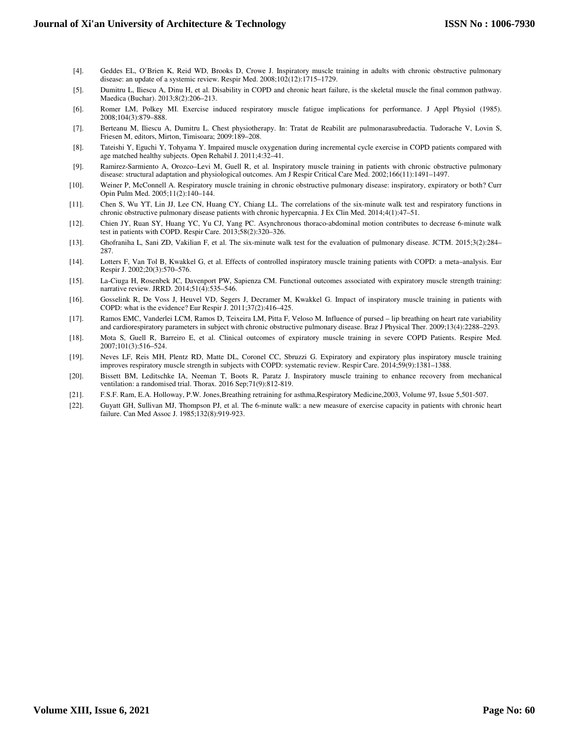[4]. Geddes EL, O'Brien K, Reid WD, Brooks D, Crowe J. Inspiratory muscle training in adults with chronic obstructive pulmonary disease: an update of a systemic review. Respir Med. 2008;102(12):1715–1729.

[5]. Dumitru L, Iliescu A, Dinu H, et al. Disability in COPD and chronic heart failure, is the skeletal muscle the final common pathway. Maedica (Buchar). 2013;8(2):206–213.

[6]. Romer LM, Polkey MI. Exercise induced respiratory muscle fatigue implications for performance. J Appl Physiol (1985). 2008;104(3):879–888.

[7]. Berteanu M, Iliescu A, Dumitru L. Chest physiotherapy. In: Tratat de Reabilit are pulmonarasubredactia. Tudorache V, Lovin S, Friesen M, editors, Mirton, Timisoara; 2009:189–208.

[8]. Tateishi Y, Eguchi Y, Tohyama Y. Impaired muscle oxygenation during incremental cycle exercise in COPD patients compared with age matched healthy subjects. Open Rehabil J. 2011;4:32–41.

[9]. Ramirez-Sarmiento A, Orozco–Levi M, Guell R, et al. Inspiratory muscle training in patients with chronic obstructive pulmonary disease: structural adaptation and physiological outcomes. Am J Respir Critical Care Med. 2002;166(11):1491–1497.

[10]. Weiner P, McConnell A. Respiratory muscle training in chronic obstructive pulmonary disease: inspiratory, expiratory or both? Curr Opin Pulm Med. 2005;11(2):140–144.

[11]. Chen S, Wu YT, Lin JJ, Lee CN, Huang CY, Chiang LL. The correlations of the six-minute walk test and respiratory functions in chronic obstructive pulmonary disease patients with chronic hypercapnia. J Ex Clin Med. 2014;4(1):47–51.

[12]. Chien JY, Ruan SY, Huang YC, Yu CJ, Yang PC. Asynchronous thoraco-abdominal motion contributes to decrease 6-minute walk test in patients with COPD. Respir Care. 2013;58(2):320–326.

[13]. Ghofraniha L, Sani ZD, Vakilian F, et al. The six-minute walk test for the evaluation of pulmonary disease. JCTM. 2015;3(2):284–287.

[14]. Lotters F, Van Tol B, Kwakkel G, et al. Effects of controlled inspiratory muscle training patients with COPD: a meta–analysis. Eur Respir J. 2002;20(3):570–576.

[15]. La-Ciuga H, Rosenbek JC, Davenport PW, Sapienza CM. Functional outcomes associated with expiratory muscle strength training: narrative review. JRRD. 2014;51(4):535–546.

[16]. Gosselink R, De Voss J, Heuvel VD, Segers J, Decramer M, Kwakkel G. Impact of inspiratory muscle training in patients with COPD: what is the evidence? Eur Respir J. 2011;37(2):416–425.

[17]. Ramos EMC, Vanderlei LCM, Ramos D, Teixeira LM, Pitta F, Veloso M. Influence of pursed – lip breathing on heart rate variability and cardiorespiratory parameters in subject with chronic obstructive pulmonary disease. Braz J Physical Ther. 2009;13(4):2288–2293.

[18]. Mota S, Guell R, Barreiro E, et al. Clinical outcomes of expiratory muscle training in severe COPD Patients. Respire Med. 2007;101(3):516–524.

[19]. Neves LF, Reis MH, Plentz RD, Matte DL, Coronel CC, Sbruzzi G. Expiratory and expiratory plus inspiratory muscle training improves respiratory muscle strength in subjects with COPD: systematic review. Respir Care. 2014;59(9):1381–1388.

[20]. Bissett BM, Leditschke IA, Neeman T, Boots R, Paratz J. Inspiratory muscle training to enhance recovery from mechanical ventilation: a randomised trial. Thorax. 2016 Sep;71(9):812-819.

[21]. F.S.F. Ram, E.A. Holloway, P.W. Jones,Breathing retraining for asthma,Respiratory Medicine,2003, Volume 97, Issue 5,501-507.

[22]. Guyatt GH, Sullivan MJ, Thompson PJ, et al. The 6-minute walk: a new measure of exercise capacity in patients with chronic heart failure. Can Med Assoc J. 1985;132(8):919-923.